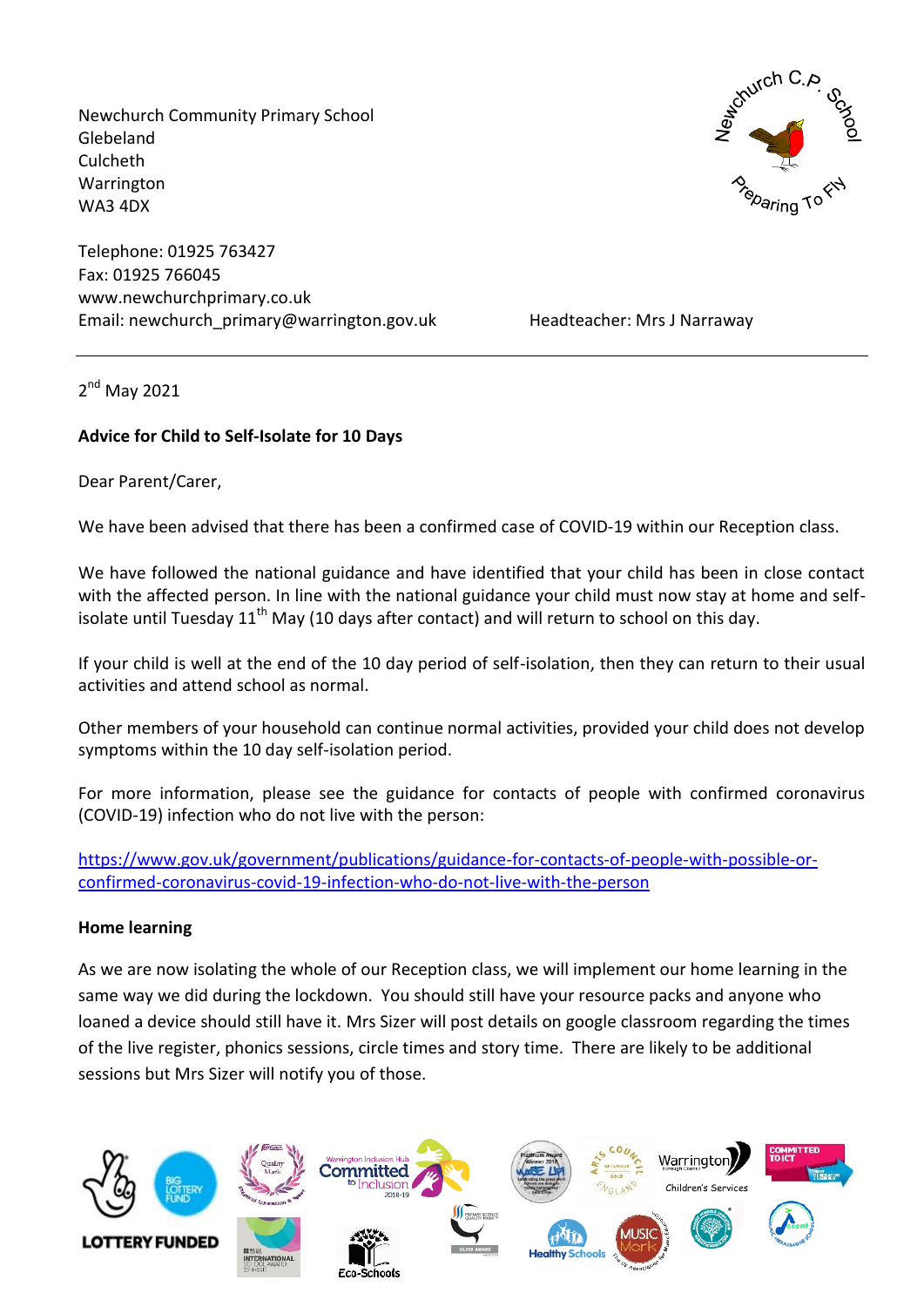Newchurch Community Primary School
Glebeland
Culcheth
Warrington
WA3 4DX

Telephone: 01925 763427
Fax: 01925 766045
www.newchurchprimary.co.uk
Email: newchurch_primary@warrington.gov.uk

Headteacher: Mrs J Narraway

---

2nd May 2021

**Advice for Child to Self-Isolate for 10 Days**

Dear Parent/Carer,

We have been advised that there has been a confirmed case of COVID-19 within our Reception class.

We have followed the national guidance and have identified that your child has been in close contact with the affected person. In line with the national guidance your child must now stay at home and self-isolate until Tuesday 11th May (10 days after contact) and will return to school on this day.

If your child is well at the end of the 10 day period of self-isolation, then they can return to their usual activities and attend school as normal.

Other members of your household can continue normal activities, provided your child does not develop symptoms within the 10 day self-isolation period.

For more information, please see the guidance for contacts of people with confirmed coronavirus (COVID-19) infection who do not live with the person:

https://www.gov.uk/government/publications/guidance-for-contacts-of-people-with-possible-or-confirmed-coronavirus-covid-19-infection-who-do-not-live-with-the-person

**Home learning**

As we are now isolating the whole of our Reception class, we will implement our home learning in the same way we did during the lockdown. You should still have your resource packs and anyone who loaned a device should still have it. Mrs Sizer will post details on google classroom regarding the times of the live register, phonics sessions, circle times and story time. There are likely to be additional sessions but Mrs Sizer will notify you of those.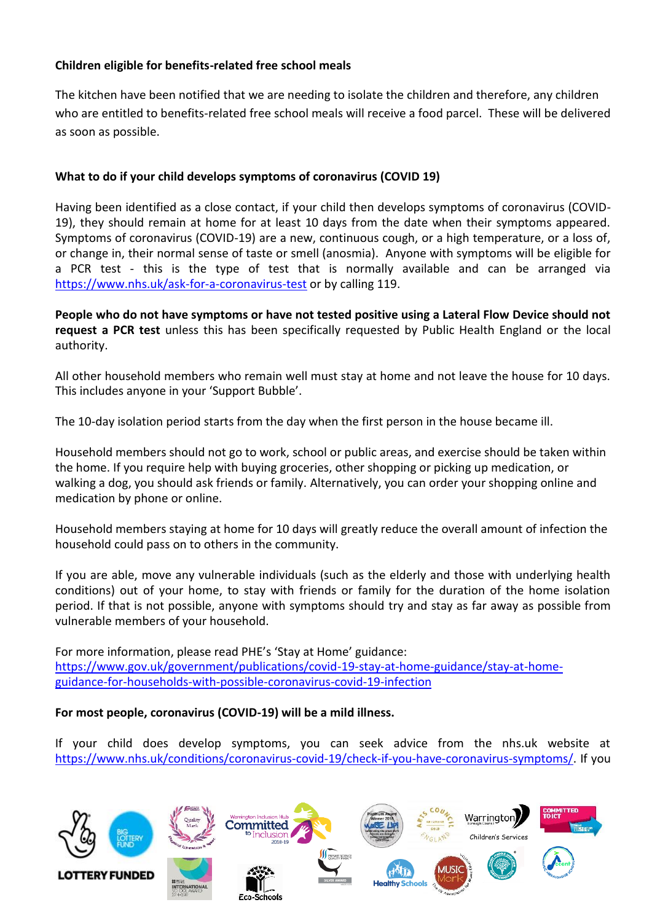**Children eligible for benefits-related free school meals**

The kitchen have been notified that we are needing to isolate the children and therefore, any children who are entitled to benefits-related free school meals will receive a food parcel. These will be delivered as soon as possible.

**What to do if your child develops symptoms of coronavirus (COVID 19)**

Having been identified as a close contact, if your child then develops symptoms of coronavirus (COVID-19), they should remain at home for at least 10 days from the date when their symptoms appeared. Symptoms of coronavirus (COVID-19) are a new, continuous cough, or a high temperature, or a loss of, or change in, their normal sense of taste or smell (anosmia). Anyone with symptoms will be eligible for a PCR test - this is the type of test that is normally available and can be arranged via https://www.nhs.uk/ask-for-a-coronavirus-test or by calling 119.

**People who do not have symptoms or have not tested positive using a Lateral Flow Device should not request a PCR test** unless this has been specifically requested by Public Health England or the local authority.

All other household members who remain well must stay at home and not leave the house for 10 days. This includes anyone in your 'Support Bubble'.

The 10-day isolation period starts from the day when the first person in the house became ill.

Household members should not go to work, school or public areas, and exercise should be taken within the home. If you require help with buying groceries, other shopping or picking up medication, or walking a dog, you should ask friends or family. Alternatively, you can order your shopping online and medication by phone or online.

Household members staying at home for 10 days will greatly reduce the overall amount of infection the household could pass on to others in the community.

If you are able, move any vulnerable individuals (such as the elderly and those with underlying health conditions) out of your home, to stay with friends or family for the duration of the home isolation period. If that is not possible, anyone with symptoms should try and stay as far away as possible from vulnerable members of your household.

For more information, please read PHE's 'Stay at Home' guidance:
https://www.gov.uk/government/publications/covid-19-stay-at-home-guidance/stay-at-home-guidance-for-households-with-possible-coronavirus-covid-19-infection

**For most people, coronavirus (COVID-19) will be a mild illness.**

If your child does develop symptoms, you can seek advice from the nhs.uk website at https://www.nhs.uk/conditions/coronavirus-covid-19/check-if-you-have-coronavirus-symptoms/. If you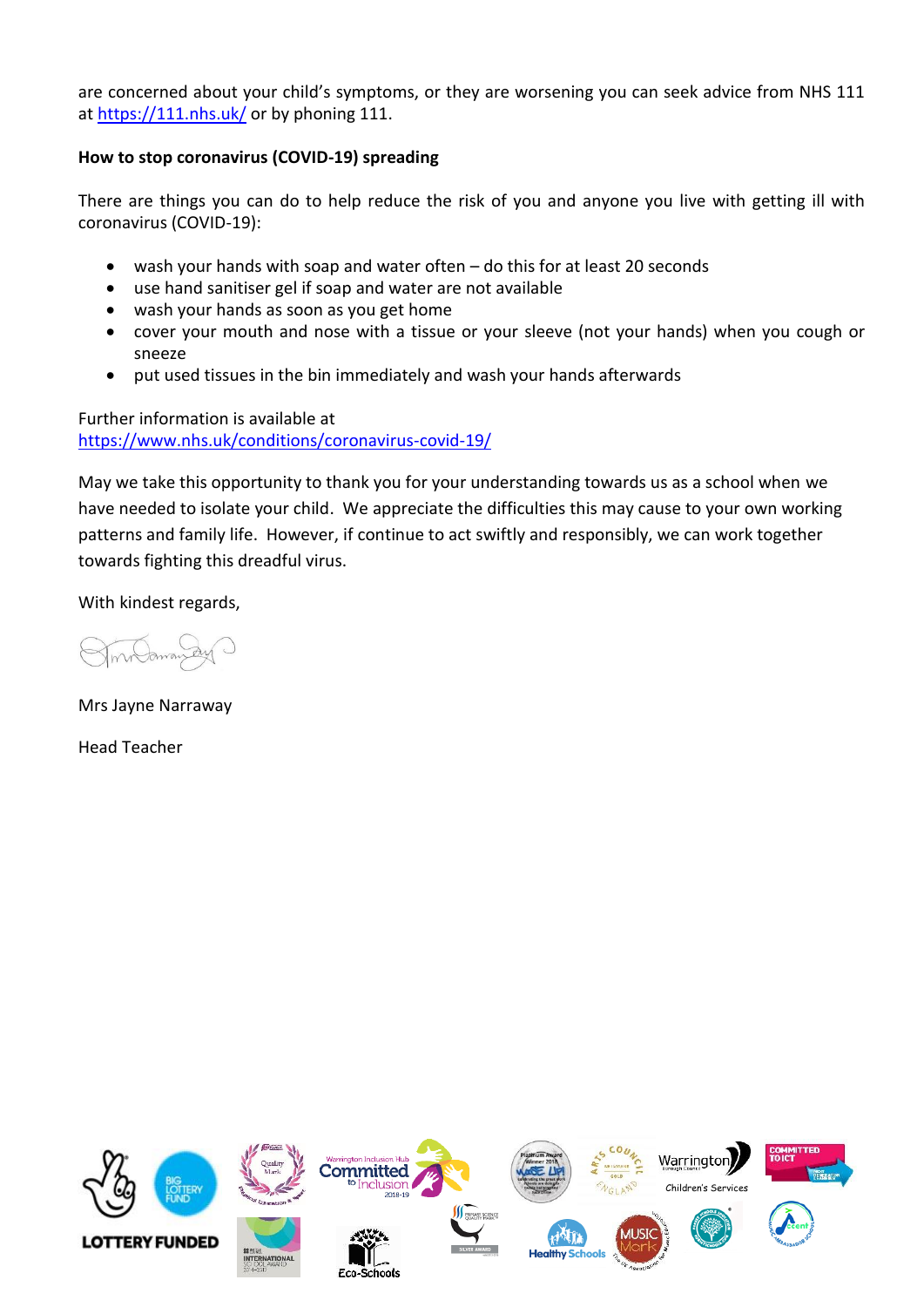are concerned about your child's symptoms, or they are worsening you can seek advice from NHS 111 at https://111.nhs.uk/ or by phoning 111.

**How to stop coronavirus (COVID-19) spreading**

There are things you can do to help reduce the risk of you and anyone you live with getting ill with coronavirus (COVID-19):

- wash your hands with soap and water often – do this for at least 20 seconds
- use hand sanitiser gel if soap and water are not available
- wash your hands as soon as you get home
- cover your mouth and nose with a tissue or your sleeve (not your hands) when you cough or sneeze
- put used tissues in the bin immediately and wash your hands afterwards

Further information is available at
https://www.nhs.uk/conditions/coronavirus-covid-19/

May we take this opportunity to thank you for your understanding towards us as a school when we have needed to isolate your child. We appreciate the difficulties this may cause to your own working patterns and family life. However, if continue to act swiftly and responsibly, we can work together towards fighting this dreadful virus.

With kindest regards,

Mrs Jayne Narraway

Head Teacher